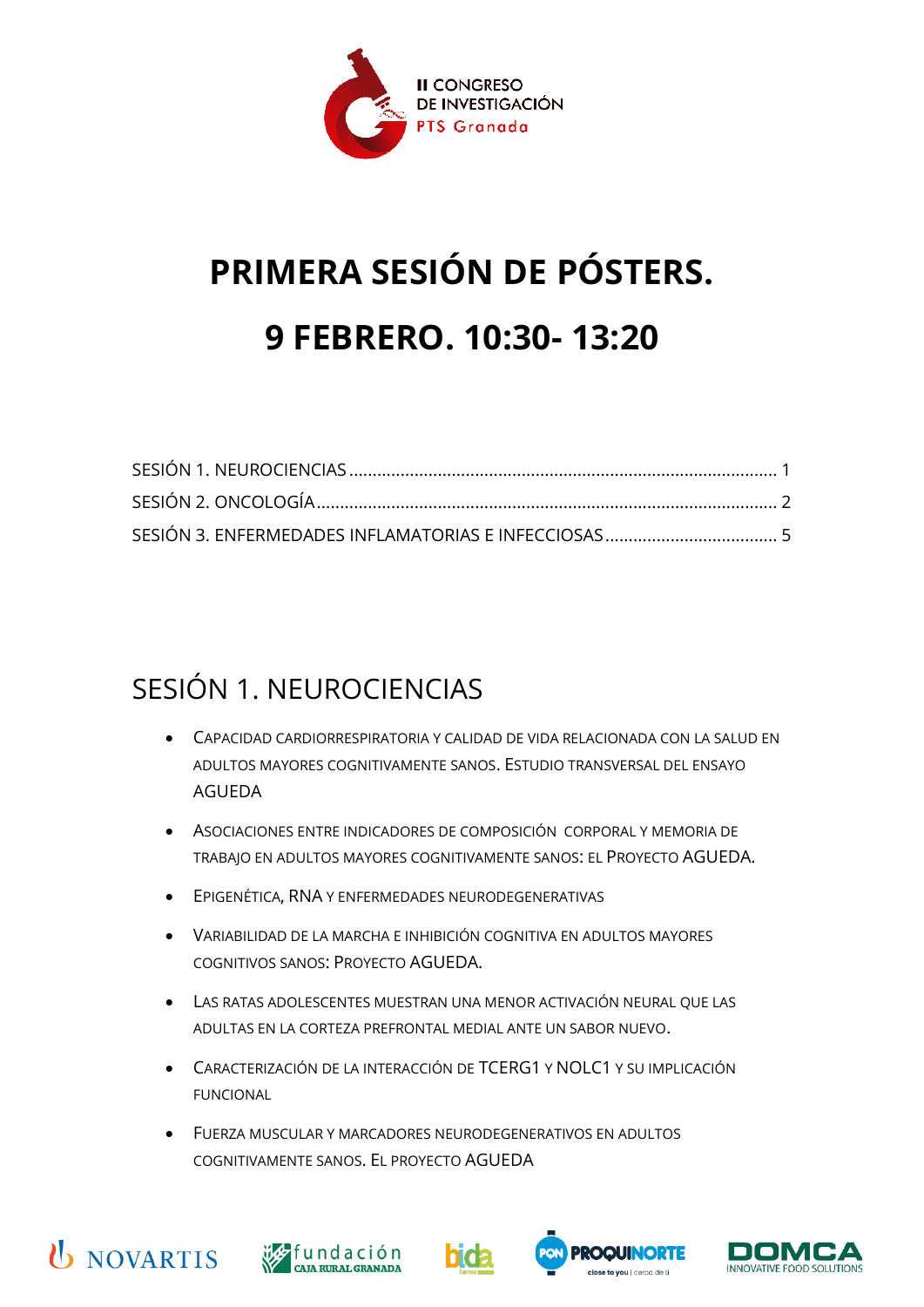II CONGRESO DE INVESTIGACIÓN PTS Granada

# PRIMERA SESIÓN DE PÓSTERS.

# 9 FEBRERO. 10:30- 13:20

SESIÓN 1. NEUROCIENCIAS ........................................................................................ 1
SESIÓN 2. ONCOLOGÍA ................................................................................................. 2
SESIÓN 3. ENFERMEDADES INFLAMATORIAS E INFECCIOSAS ..................................... 5

## SESIÓN 1. NEUROCIENCIAS

- Capacidad cardiorrespiratoria y calidad de vida relacionada con la salud en adultos mayores cognitivamente sanos. Estudio transversal del ensayo AGUEDA
- Asociaciones entre indicadores de composición corporal y memoria de trabajo en adultos mayores cognitivamente sanos: el Proyecto AGUEDA.
- Epigenética, RNA y enfermedades neurodegenerativas
- Variabilidad de la marcha e inhibición cognitiva en adultos mayores cognitivos sanos: Proyecto AGUEDA.
- Las ratas adolescentes muestran una menor activación neural que las adultas en la corteza prefrontal medial ante un sabor nuevo.
- Caracterización de la interacción de TCERG1 y NOLC1 y su implicación funcional
- Fuerza muscular y marcadores neurodegenerativos en adultos cognitivamente sanos. El proyecto AGUEDA

NOVARTIS · fundación CAJA RURAL GRANADA · bida farma · PON PROQUINORTE close to you | cerca de ti · DOMCA INNOVATIVE FOOD SOLUTIONS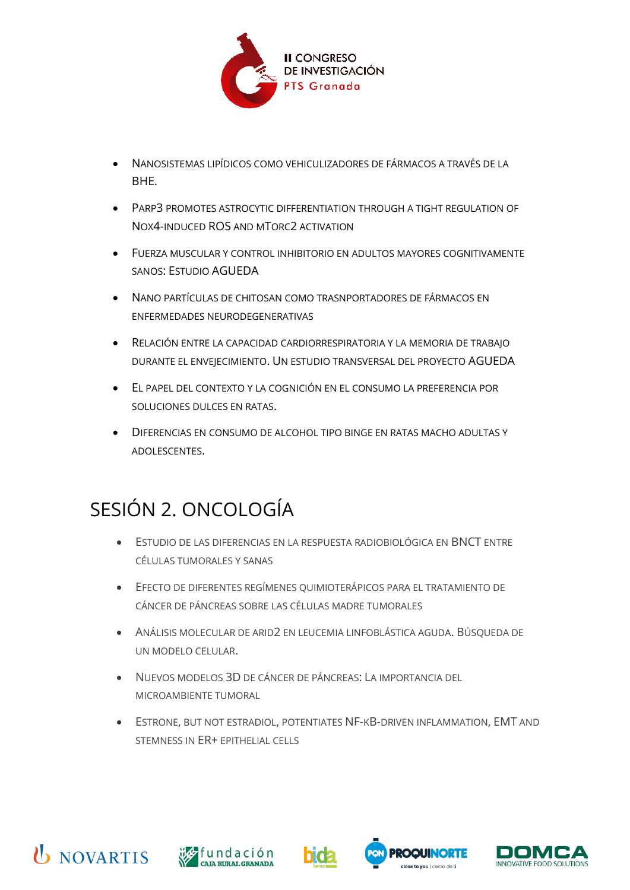- Nanosistemas lipídicos como vehiculizadores de fármacos a través de la BHE.
- PARP3 promotes astrocytic differentiation through a tight regulation of Nox4-induced ROS and mTorc2 activation
- Fuerza muscular y control inhibitorio en adultos mayores cognitivamente sanos: Estudio AGUEDA
- Nano partículas de chitosan como trasnportadores de fármacos en enfermedades neurodegenerativas
- Relación entre la capacidad cardiorrespiratoria y la memoria de trabajo durante el envejecimiento. Un estudio transversal del proyecto AGUEDA
- El papel del contexto y la cognición en el consumo la preferencia por soluciones dulces en ratas.
- Diferencias en consumo de alcohol tipo binge en ratas macho adultas y adolescentes.

# SESIÓN 2. ONCOLOGÍA

- Estudio de las diferencias en la respuesta radiobiológica en BNCT entre células tumorales y sanas
- Efecto de diferentes regímenes quimioterápicos para el tratamiento de cáncer de páncreas sobre las células madre tumorales
- Análisis molecular de ARID2 en leucemia linfoblástica aguda. Búsqueda de un modelo celular.
- Nuevos modelos 3D de cáncer de páncreas: La importancia del microambiente tumoral
- Estrone, but not estradiol, potentiates NF-kB-driven inflammation, EMT and stemness in ER+ epithelial cells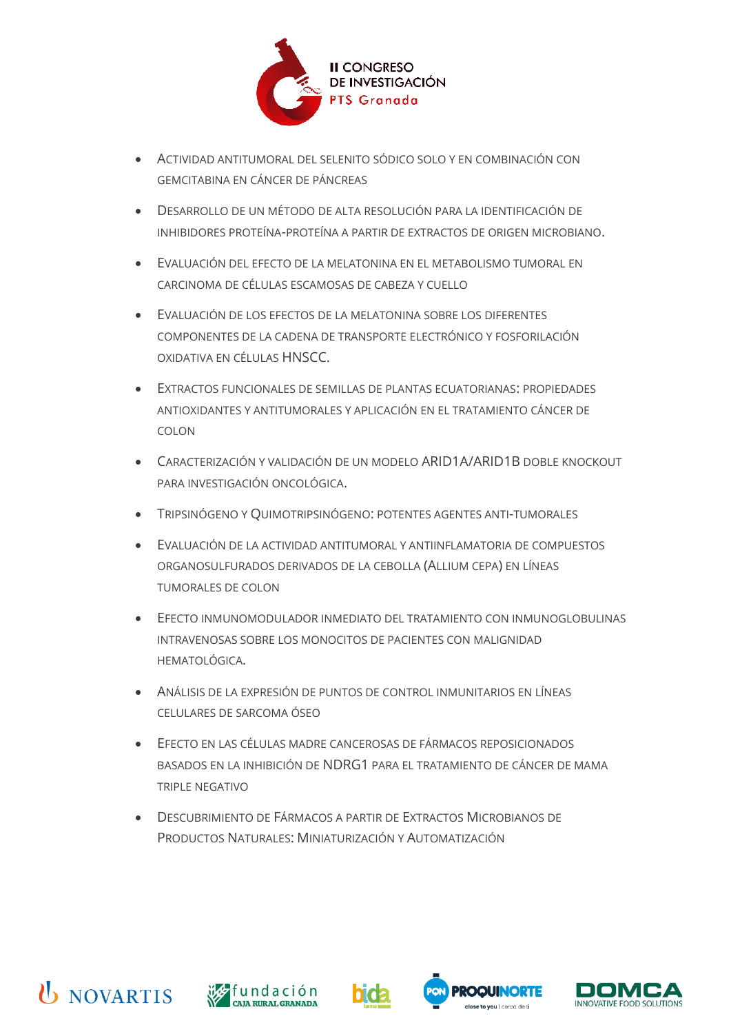- Actividad antitumoral del selenito sódico solo y en combinación con gemcitabina en cáncer de páncreas
- Desarrollo de un método de alta resolución para la identificación de inhibidores proteína-proteína a partir de extractos de origen microbiano.
- Evaluación del efecto de la melatonina en el metabolismo tumoral en carcinoma de células escamosas de cabeza y cuello
- Evaluación de los efectos de la melatonina sobre los diferentes componentes de la cadena de transporte electrónico y fosforilación oxidativa en células HNSCC.
- Extractos funcionales de semillas de plantas ecuatorianas: propiedades antioxidantes y antitumorales y aplicación en el tratamiento cáncer de colon
- Caracterización y validación de un modelo ARID1A/ARID1B doble knockout para investigación oncológica.
- Tripsinógeno y Quimotripsinógeno: potentes agentes anti-tumorales
- Evaluación de la actividad antitumoral y antiinflamatoria de compuestos organosulfurados derivados de la cebolla (Allium cepa) en líneas tumorales de colon
- Efecto inmunomodulador inmediato del tratamiento con inmunoglobulinas intravenosas sobre los monocitos de pacientes con malignidad hematológica.
- Análisis de la expresión de puntos de control inmunitarios en líneas celulares de sarcoma óseo
- Efecto en las células madre cancerosas de fármacos reposicionados basados en la inhibición de NDRG1 para el tratamiento de cáncer de mama triple negativo
- Descubrimiento de Fármacos a partir de Extractos Microbianos de Productos Naturales: Miniaturización y Automatización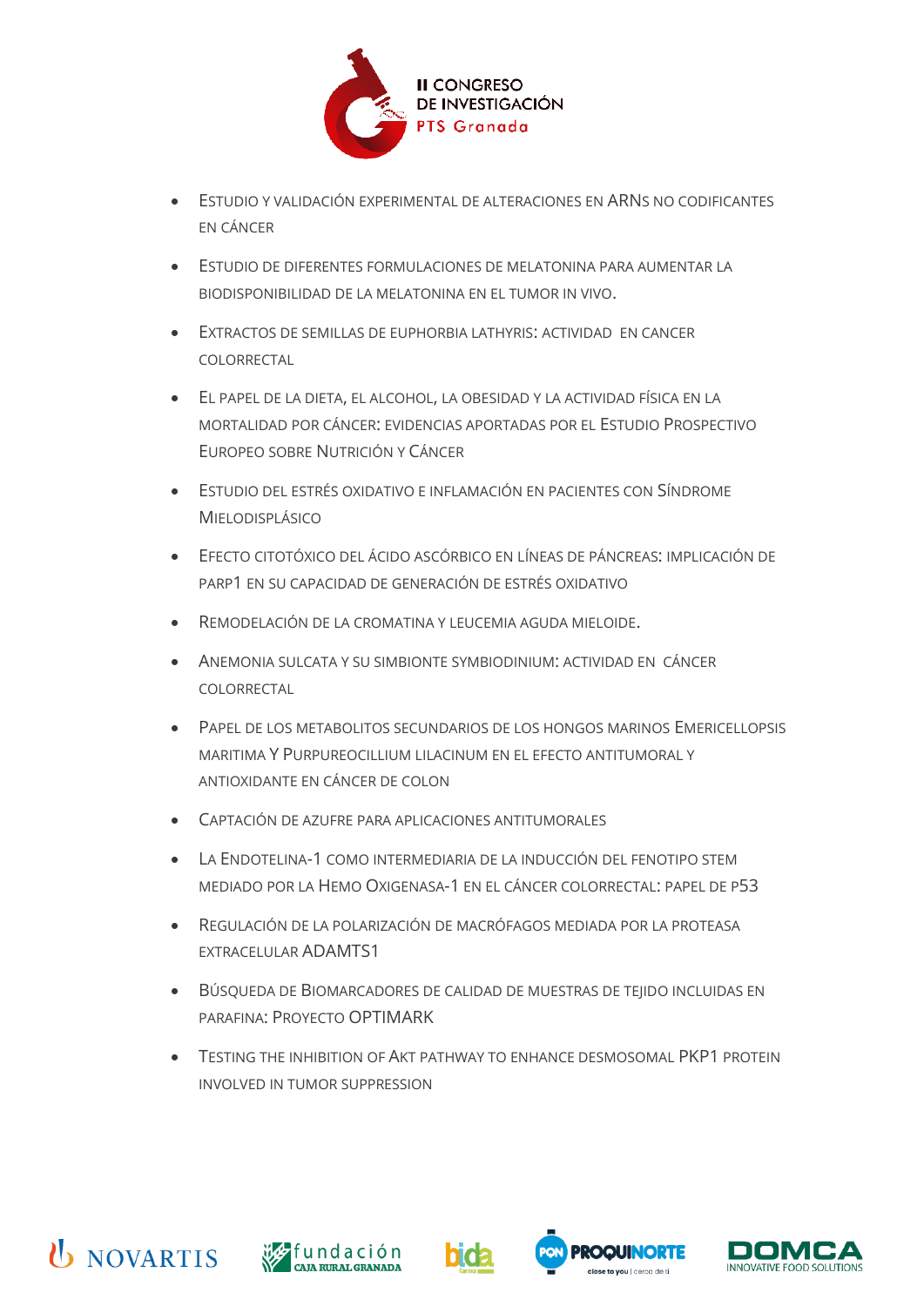- Estudio y validación experimental de alteraciones en ARNs no codificantes en cáncer
- Estudio de diferentes formulaciones de melatonina para aumentar la biodisponibilidad de la melatonina en el tumor in vivo.
- Extractos de semillas de Euphorbia lathyris: actividad en cancer colorrectal
- El papel de la dieta, el alcohol, la obesidad y la actividad física en la mortalidad por cáncer: evidencias aportadas por el Estudio Prospectivo Europeo sobre Nutrición y Cáncer
- Estudio del estrés oxidativo e inflamación en pacientes con Síndrome Mielodisplásico
- Efecto citotóxico del ácido ascórbico en líneas de páncreas: implicación de PARP1 en su capacidad de generación de estrés oxidativo
- Remodelación de la cromatina y leucemia aguda mieloide.
- Anemonia sulcata y su simbionte Symbiodinium: actividad en cáncer colorrectal
- Papel de los metabolitos secundarios de los hongos marinos Emericellopsis maritima Y Purpureocillium lilacinum en el efecto antitumoral y antioxidante en cáncer de colon
- Captación de azufre para aplicaciones antitumorales
- La Endotelina-1 como intermediaria de la inducción del fenotipo stem mediado por la Hemo Oxigenasa-1 en el cáncer colorrectal: papel de p53
- Regulación de la polarización de macrófagos mediada por la proteasa extracelular ADAMTS1
- Búsqueda de Biomarcadores de calidad de muestras de tejido incluidas en parafina: Proyecto OPTIMARK
- Testing the inhibition of Akt pathway to enhance desmosomal PKP1 protein involved in tumor suppression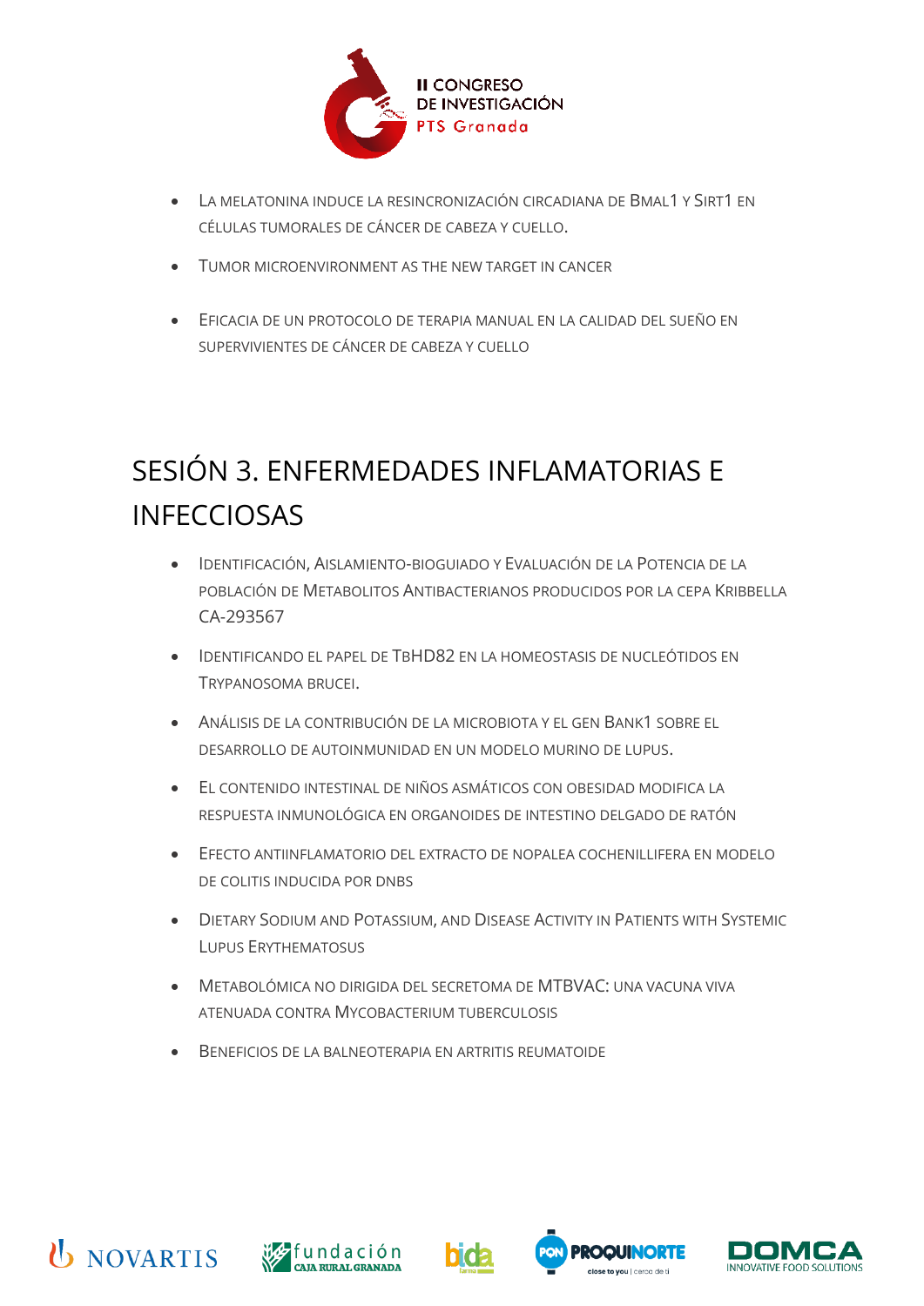- La melatonina induce la resincronización circadiana de Bmal1 y Sirt1 en células tumorales de cáncer de cabeza y cuello.
- Tumor microenvironment as the new target in cancer
- Eficacia de un protocolo de terapia manual en la calidad del sueño en supervivientes de cáncer de cabeza y cuello

# SESIÓN 3. ENFERMEDADES INFLAMATORIAS E INFECCIOSAS

- Identificación, Aislamiento-bioguiado y Evaluación de la Potencia de la población de Metabolitos Antibacterianos producidos por la cepa Kribbella CA-293567
- Identificando el papel de TbHD82 en la homeostasis de nucleótidos en Trypanosoma brucei.
- Análisis de la contribución de la microbiota y el gen Bank1 sobre el desarrollo de autoinmunidad en un modelo murino de lupus.
- El contenido intestinal de niños asmáticos con obesidad modifica la respuesta inmunológica en organoides de intestino delgado de ratón
- Efecto antiinflamatorio del extracto de Nopalea cochenillifera en modelo de colitis inducida por DNBS
- Dietary Sodium and Potassium, and Disease Activity in Patients with Systemic Lupus Erythematosus
- Metabolómica no dirigida del secretoma de MTBVAC: una vacuna viva atenuada contra Mycobacterium tuberculosis
- Beneficios de la balneoterapia en artritis reumatoide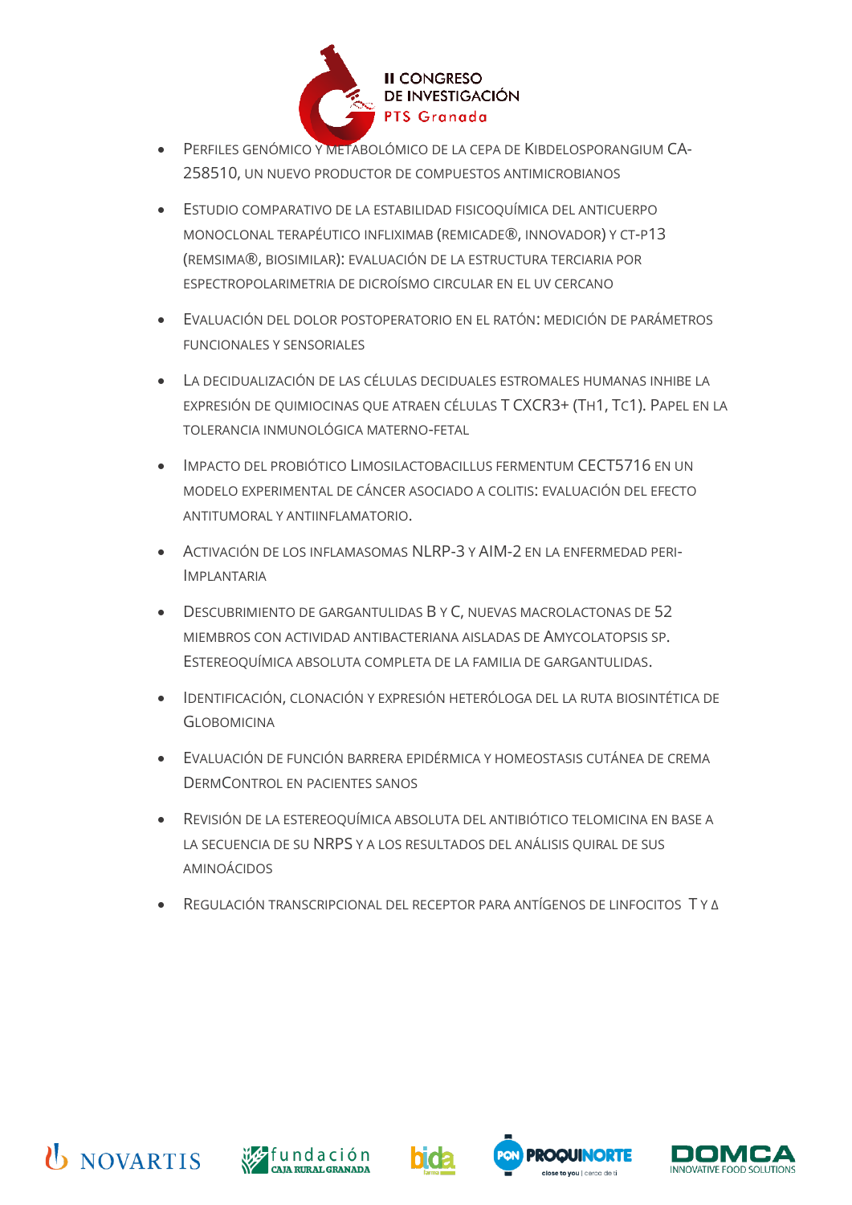- Perfiles genómico y metabolómico de la cepa de Kibdelosporangium CA-258510, un nuevo productor de compuestos antimicrobianos

- Estudio comparativo de la estabilidad fisicoquímica del anticuerpo monoclonal terapéutico infliximab (Remicade®, innovador) y CT-P13 (Remsima®, biosimilar): evaluación de la estructura terciaria por espectropolarimetria de dicroísmo circular en el UV cercano

- Evaluación del dolor postoperatorio en el ratón: medición de parámetros funcionales y sensoriales

- La decidualización de las células deciduales estromales humanas inhibe la expresión de quimiocinas que atraen células T CXCR3+ (Th1, Tc1). Papel en la tolerancia inmunológica materno-fetal

- Impacto del probiótico Limosilactobacillus fermentum CECT5716 en un modelo experimental de cáncer asociado a colitis: evaluación del efecto antitumoral y antiinflamatorio.

- Activación de los inflamasomas NLRP-3 y AIM-2 en la enfermedad peri-implantaria

- Descubrimiento de gargantulidas B y C, nuevas macrolactonas de 52 miembros con actividad antibacteriana aisladas de Amycolatopsis sp. Estereoquímica absoluta completa de la familia de gargantulidas.

- Identificación, clonación y expresión heteróloga del la ruta biosintética de globomicina

- Evaluación de función barrera epidérmica y homeostasis cutánea de crema DermControl en pacientes sanos

- Revisión de la estereoquímica absoluta del antibiótico telomicina en base a la secuencia de su NRPS y a los resultados del análisis quiral de sus aminoácidos

- Regulación transcripcional del receptor para antígenos de linfocitos T y δ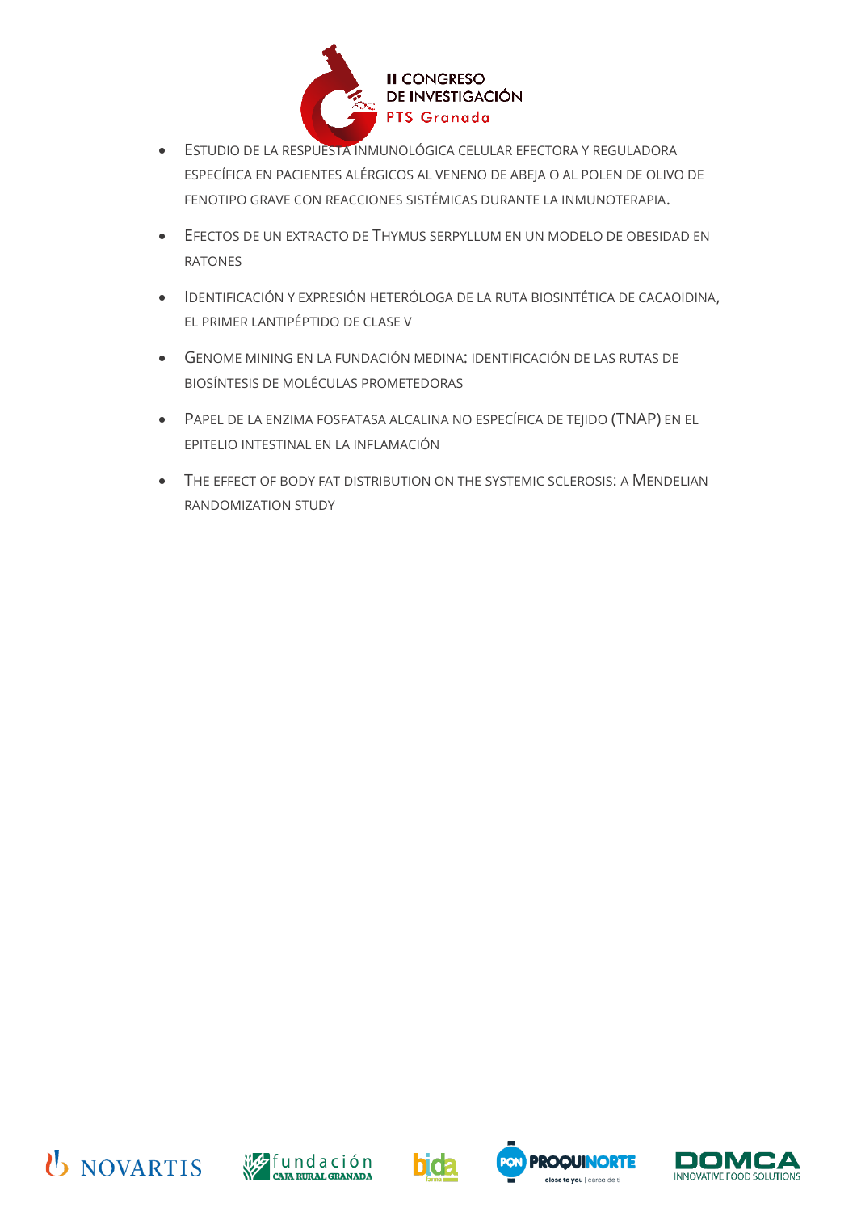- Estudio de la respuesta inmunológica celular efectora y reguladora específica en pacientes alérgicos al veneno de abeja o al polen de olivo de fenotipo grave con reacciones sistémicas durante la inmunoterapia.
- Efectos de un extracto de Thymus serpyllum en un modelo de obesidad en ratones
- Identificación y expresión heteróloga de la ruta biosintética de cacaoidina, el primer lantipéptido de clase V
- Genome mining en la Fundación MEDINA: identificación de las rutas de biosíntesis de moléculas prometedoras
- Papel de la enzima fosfatasa alcalina no específica de tejido (TNAP) en el epitelio intestinal en la inflamación
- The effect of body fat distribution on the systemic sclerosis: a Mendelian randomization study